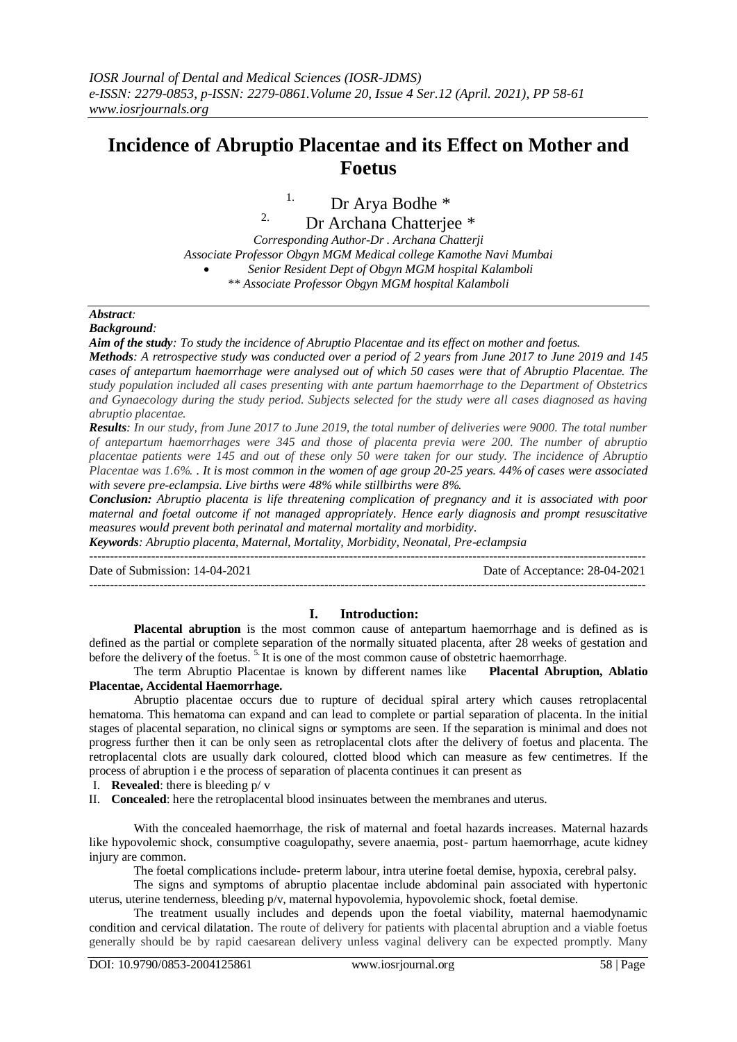# Incidence of Abruptio Placentae and its Effect on Mother and Foetus

[1.] Dr Arya Bodhe *

[2.] Dr Archana Chatterjee *

*Corresponding Author-Dr . Archana Chatterji*
*Associate Professor Obgyn MGM Medical college Kamothe Navi Mumbai*
- *Senior Resident Dept of Obgyn MGM hospital Kalamboli*

*** Associate Professor Obgyn MGM hospital Kalamboli*

***Abstract:***
***Background:***
***Aim of the study**: To study the incidence of Abruptio Placentae and its effect on mother and foetus.*
***Methods**: A retrospective study was conducted over a period of 2 years from June 2017 to June 2019 and 145 cases of antepartum haemorrhage were analysed out of which 50 cases were that of Abruptio Placentae. The study population included all cases presenting with ante partum haemorrhage to the Department of Obstetrics and Gynaecology during the study period. Subjects selected for the study were all cases diagnosed as having abruptio placentae.*
***Results**: In our study, from June 2017 to June 2019, the total number of deliveries were 9000. The total number of antepartum haemorrhages were 345 and those of placenta previa were 200. The number of abruptio placentae patients were 145 and out of these only 50 were taken for our study. The incidence of Abruptio Placentae was 1.6%. . It is most common in the women of age group 20-25 years. 44% of cases were associated with severe pre-eclampsia. Live births were 48% while stillbirths were 8%.*
***Conclusion:** Abruptio placenta is life threatening complication of pregnancy and it is associated with poor maternal and foetal outcome if not managed appropriately. Hence early diagnosis and prompt resuscitative measures would prevent both perinatal and maternal mortality and morbidity.*
***Keywords**: Abruptio placenta, Maternal, Mortality, Morbidity, Neonatal, Pre-eclampsia*

---

Date of Submission: 14-04-2021 Date of Acceptance: 28-04-2021

---

## I. Introduction:

**Placental abruption** is the most common cause of antepartum haemorrhage and is defined as is defined as the partial or complete separation of the normally situated placenta, after 28 weeks of gestation and before the delivery of the foetus. [5.] It is one of the most common cause of obstetric haemorrhage.

The term Abruptio Placentae is known by different names like **Placental Abruption, Ablatio Placentae, Accidental Haemorrhage.**

Abruptio placentae occurs due to rupture of decidual spiral artery which causes retroplacental hematoma. This hematoma can expand and can lead to complete or partial separation of placenta. In the initial stages of placental separation, no clinical signs or symptoms are seen. If the separation is minimal and does not progress further then it can be only seen as retroplacental clots after the delivery of foetus and placenta. The retroplacental clots are usually dark coloured, clotted blood which can measure as few centimetres. If the process of abruption i e the process of separation of placenta continues it can present as

I. **Revealed**: there is bleeding p/ v
II. **Concealed**: here the retroplacental blood insinuates between the membranes and uterus.

With the concealed haemorrhage, the risk of maternal and foetal hazards increases. Maternal hazards like hypovolemic shock, consumptive coagulopathy, severe anaemia, post- partum haemorrhage, acute kidney injury are common.

The foetal complications include- preterm labour, intra uterine foetal demise, hypoxia, cerebral palsy.

The signs and symptoms of abruptio placentae include abdominal pain associated with hypertonic uterus, uterine tenderness, bleeding p/v, maternal hypovolemia, hypovolemic shock, foetal demise.

The treatment usually includes and depends upon the foetal viability, maternal haemodynamic condition and cervical dilatation. The route of delivery for patients with placental abruption and a viable foetus generally should be by rapid caesarean delivery unless vaginal delivery can be expected promptly. Many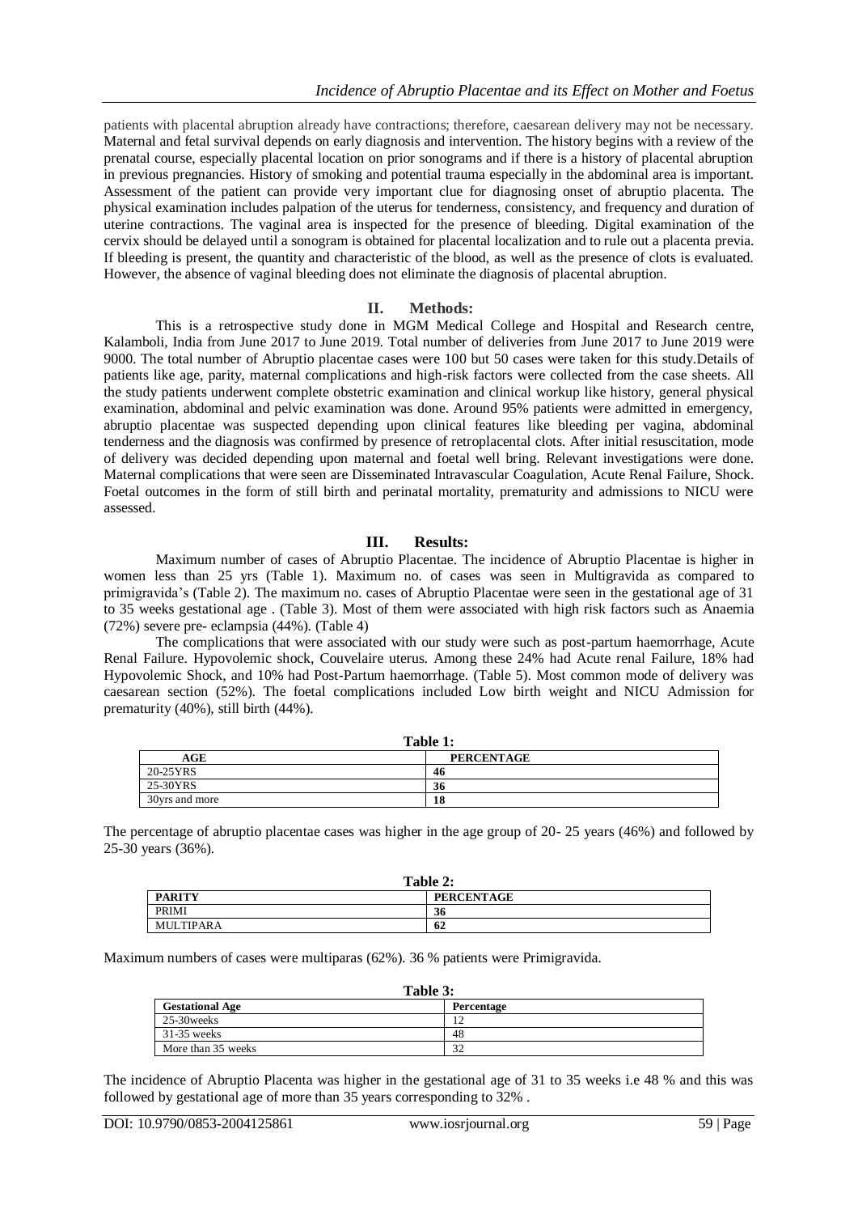patients with placental abruption already have contractions; therefore, caesarean delivery may not be necessary. Maternal and fetal survival depends on early diagnosis and intervention. The history begins with a review of the prenatal course, especially placental location on prior sonograms and if there is a history of placental abruption in previous pregnancies. History of smoking and potential trauma especially in the abdominal area is important. Assessment of the patient can provide very important clue for diagnosing onset of abruptio placenta. The physical examination includes palpation of the uterus for tenderness, consistency, and frequency and duration of uterine contractions. The vaginal area is inspected for the presence of bleeding. Digital examination of the cervix should be delayed until a sonogram is obtained for placental localization and to rule out a placenta previa. If bleeding is present, the quantity and characteristic of the blood, as well as the presence of clots is evaluated. However, the absence of vaginal bleeding does not eliminate the diagnosis of placental abruption.

## II. Methods:

This is a retrospective study done in MGM Medical College and Hospital and Research centre, Kalamboli, India from June 2017 to June 2019. Total number of deliveries from June 2017 to June 2019 were 9000. The total number of Abruptio placentae cases were 100 but 50 cases were taken for this study.Details of patients like age, parity, maternal complications and high-risk factors were collected from the case sheets. All the study patients underwent complete obstetric examination and clinical workup like history, general physical examination, abdominal and pelvic examination was done. Around 95% patients were admitted in emergency, abruptio placentae was suspected depending upon clinical features like bleeding per vagina, abdominal tenderness and the diagnosis was confirmed by presence of retroplacental clots. After initial resuscitation, mode of delivery was decided depending upon maternal and foetal well bring. Relevant investigations were done. Maternal complications that were seen are Disseminated Intravascular Coagulation, Acute Renal Failure, Shock. Foetal outcomes in the form of still birth and perinatal mortality, prematurity and admissions to NICU were assessed.

## III. Results:

Maximum number of cases of Abruptio Placentae. The incidence of Abruptio Placentae is higher in women less than 25 yrs (Table 1). Maximum no. of cases was seen in Multigravida as compared to primigravida's (Table 2). The maximum no. cases of Abruptio Placentae were seen in the gestational age of 31 to 35 weeks gestational age . (Table 3). Most of them were associated with high risk factors such as Anaemia (72%) severe pre- eclampsia (44%). (Table 4)

The complications that were associated with our study were such as post-partum haemorrhage, Acute Renal Failure. Hypovolemic shock, Couvelaire uterus. Among these 24% had Acute renal Failure, 18% had Hypovolemic Shock, and 10% had Post-Partum haemorrhage. (Table 5). Most common mode of delivery was caesarean section (52%). The foetal complications included Low birth weight and NICU Admission for prematurity (40%), still birth (44%).

**Table 1:**

| AGE | PERCENTAGE |
|---|---|
| 20-25YRS | 46 |
| 25-30YRS | 36 |
| 30yrs and more | 18 |

The percentage of abruptio placentae cases was higher in the age group of 20- 25 years (46%) and followed by 25-30 years (36%).

**Table 2:**

| PARITY | PERCENTAGE |
|---|---|
| PRIMI | 36 |
| MULTIPARA | 62 |

Maximum numbers of cases were multiparas (62%). 36 % patients were Primigravida.

**Table 3:**

| Gestational Age | Percentage |
|---|---|
| 25-30weeks | 12 |
| 31-35 weeks | 48 |
| More than 35 weeks | 32 |

The incidence of Abruptio Placenta was higher in the gestational age of 31 to 35 weeks i.e 48 % and this was followed by gestational age of more than 35 years corresponding to 32% .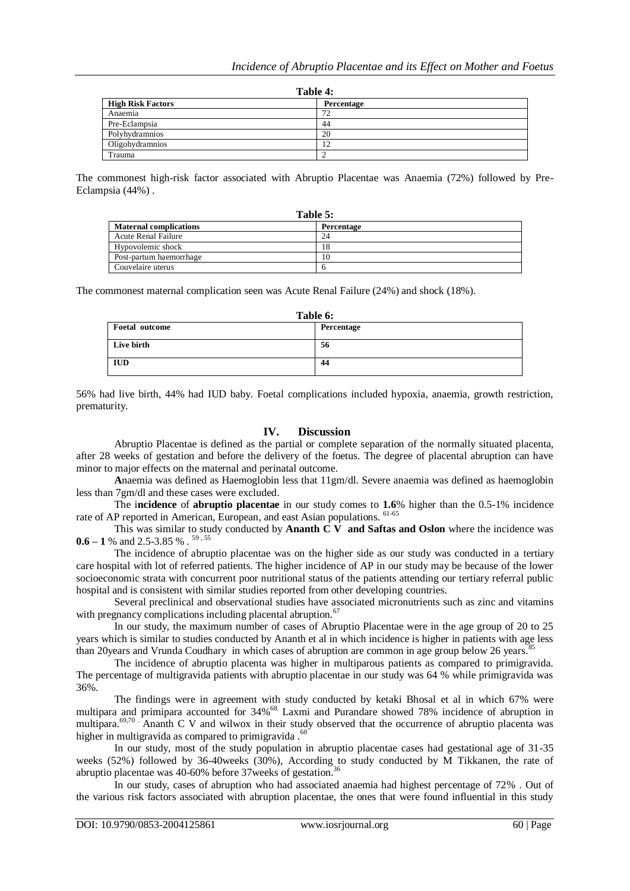**Table 4:**

| High Risk Factors | Percentage |
|---|---|
| Anaemia | 72 |
| Pre-Eclampsia | 44 |
| Polyhydramnios | 20 |
| Oligohydramnios | 12 |
| Trauma | 2 |

The commonest high-risk factor associated with Abruptio Placentae was Anaemia (72%) followed by Pre-Eclampsia (44%) .

**Table 5:**

| Maternal complications | Percentage |
|---|---|
| Acute Renal Failure | 24 |
| Hypovolemic shock | 18 |
| Post-partum haemorrhage | 10 |
| Couvelaire uterus | 6 |

The commonest maternal complication seen was Acute Renal Failure (24%) and shock (18%).

**Table 6:**

| Foetal outcome | Percentage |
|---|---|
| **Live birth** | **56** |
| **IUD** | **44** |

56% had live birth, 44% had IUD baby. Foetal complications included hypoxia, anaemia, growth restriction, prematurity.

## IV. Discussion

Abruptio Placentae is defined as the partial or complete separation of the normally situated placenta, after 28 weeks of gestation and before the delivery of the foetus. The degree of placental abruption can have minor to major effects on the maternal and perinatal outcome.

**A**naemia was defined as Haemoglobin less that 11gm/dl. Severe anaemia was defined as haemoglobin less than 7gm/dl and these cases were excluded.

The i**ncidence** of **abruptio placentae** in our study comes to **1.6**% higher than the 0.5-1% incidence rate of AP reported in American, European, and east Asian populations. [61-65]

This was similar to study conducted by **Ananth C V and Saftas and Oslon** where the incidence was **0.6 – 1** % and 2.5-3.85 % . [59 , 55]

The incidence of abruptio placentae was on the higher side as our study was conducted in a tertiary care hospital with lot of referred patients. The higher incidence of AP in our study may be because of the lower socioeconomic strata with concurrent poor nutritional status of the patients attending our tertiary referral public hospital and is consistent with similar studies reported from other developing countries.

Several preclinical and observational studies have associated micronutrients such as zinc and vitamins with pregnancy complications including placental abruption.[67]

In our study, the maximum number of cases of Abruptio Placentae were in the age group of 20 to 25 years which is similar to studies conducted by Ananth et al in which incidence is higher in patients with age less than 20years and Vrunda Coudhary in which cases of abruption are common in age group below 26 years.[85]

The incidence of abruptio placenta was higher in multiparous patients as compared to primigravida. The percentage of multigravida patients with abruptio placentae in our study was 64 % while primigravida was 36%.

The findings were in agreement with study conducted by ketaki Bhosal et al in which 67% were multipara and primipara accounted for 34%[68.] Laxmi and Purandare showed 78% incidence of abruption in multipara.[69,70 .] Ananth C V and wilwox in their study observed that the occurrence of abruptio placenta was higher in multigravida as compared to primigravida .[60]

In our study, most of the study population in abruptio placentae cases had gestational age of 31-35 weeks (52%) followed by 36-40weeks (30%), According to study conducted by M Tikkanen, the rate of abruptio placentae was 40-60% before 37weeks of gestation.[36]

In our study, cases of abruption who had associated anaemia had highest percentage of 72% . Out of the various risk factors associated with abruption placentae, the ones that were found influential in this study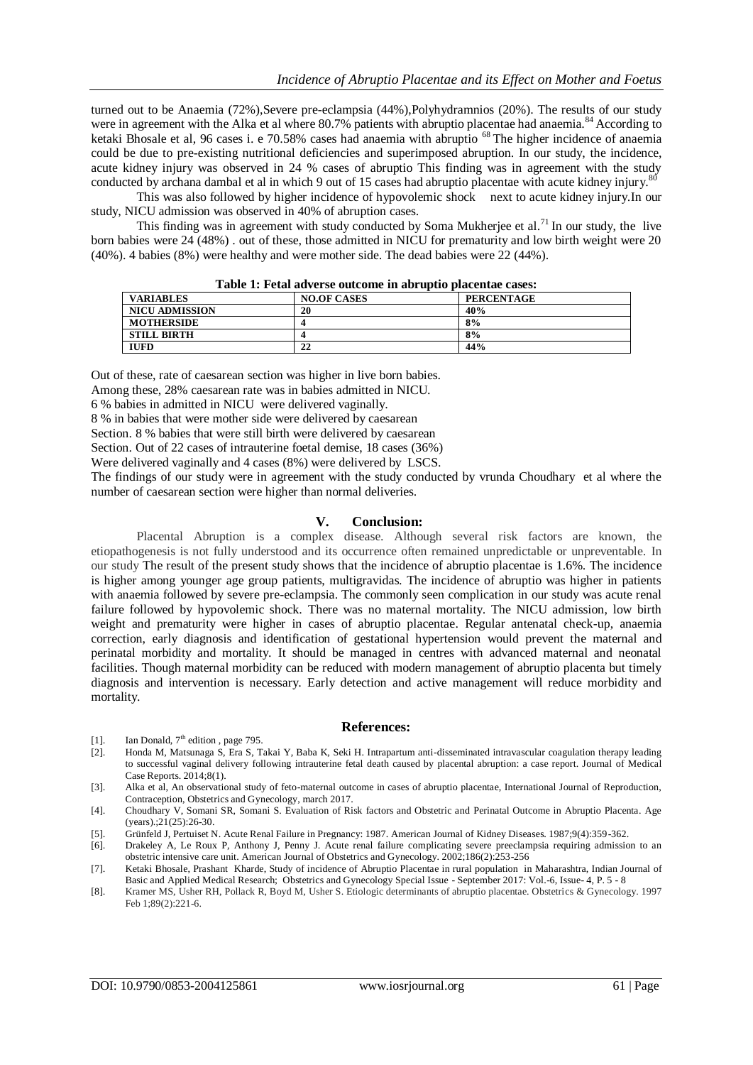turned out to be Anaemia (72%),Severe pre-eclampsia (44%),Polyhydramnios (20%). The results of our study were in agreement with the Alka et al where 80.7% patients with abruptio placentae had anaemia.[84] According to ketaki Bhosale et al, 96 cases i. e 70.58% cases had anaemia with abruptio [68] The higher incidence of anaemia could be due to pre-existing nutritional deficiencies and superimposed abruption. In our study, the incidence, acute kidney injury was observed in 24 % cases of abruptio This finding was in agreement with the study conducted by archana dambal et al in which 9 out of 15 cases had abruptio placentae with acute kidney injury.[80]

This was also followed by higher incidence of hypovolemic shock next to acute kidney injury.In our study, NICU admission was observed in 40% of abruption cases.

This finding was in agreement with study conducted by Soma Mukherjee et al.[71] In our study, the live born babies were 24 (48%) . out of these, those admitted in NICU for prematurity and low birth weight were 20 (40%). 4 babies (8%) were healthy and were mother side. The dead babies were 22 (44%).

**Table 1: Fetal adverse outcome in abruptio placentae cases:**

| VARIABLES | NO.OF CASES | PERCENTAGE |
|---|---|---|
| NICU ADMISSION | 20 | 40% |
| MOTHERSIDE | 4 | 8% |
| STILL BIRTH | 4 | 8% |
| IUFD | 22 | 44% |

Out of these, rate of caesarean section was higher in live born babies.
Among these, 28% caesarean rate was in babies admitted in NICU.
6 % babies in admitted in NICU were delivered vaginally.
8 % in babies that were mother side were delivered by caesarean
Section. 8 % babies that were still birth were delivered by caesarean
Section. Out of 22 cases of intrauterine foetal demise, 18 cases (36%)
Were delivered vaginally and 4 cases (8%) were delivered by LSCS.
The findings of our study were in agreement with the study conducted by vrunda Choudhary et al where the number of caesarean section were higher than normal deliveries.

## V. Conclusion:

Placental Abruption is a complex disease. Although several risk factors are known, the etiopathogenesis is not fully understood and its occurrence often remained unpredictable or unpreventable. In our study The result of the present study shows that the incidence of abruptio placentae is 1.6%. The incidence is higher among younger age group patients, multigravidas. The incidence of abruptio was higher in patients with anaemia followed by severe pre-eclampsia. The commonly seen complication in our study was acute renal failure followed by hypovolemic shock. There was no maternal mortality. The NICU admission, low birth weight and prematurity were higher in cases of abruptio placentae. Regular antenatal check-up, anaemia correction, early diagnosis and identification of gestational hypertension would prevent the maternal and perinatal morbidity and mortality. It should be managed in centres with advanced maternal and neonatal facilities. Though maternal morbidity can be reduced with modern management of abruptio placenta but timely diagnosis and intervention is necessary. Early detection and active management will reduce morbidity and mortality.

## References:

[1]. Ian Donald, 7th edition , page 795.

[2]. Honda M, Matsunaga S, Era S, Takai Y, Baba K, Seki H. Intrapartum anti-disseminated intravascular coagulation therapy leading to successful vaginal delivery following intrauterine fetal death caused by placental abruption: a case report. Journal of Medical Case Reports. 2014;8(1).

[3]. Alka et al, An observational study of feto-maternal outcome in cases of abruptio placentae, International Journal of Reproduction, Contraception, Obstetrics and Gynecology, march 2017.

[4]. Choudhary V, Somani SR, Somani S. Evaluation of Risk factors and Obstetric and Perinatal Outcome in Abruptio Placenta. Age (years).;21(25):26-30.

[5]. Grünfeld J, Pertuiset N. Acute Renal Failure in Pregnancy: 1987. American Journal of Kidney Diseases. 1987;9(4):359-362.

[6]. Drakeley A, Le Roux P, Anthony J, Penny J. Acute renal failure complicating severe preeclampsia requiring admission to an obstetric intensive care unit. American Journal of Obstetrics and Gynecology. 2002;186(2):253-256

[7]. Ketaki Bhosale, Prashant Kharde, Study of incidence of Abruptio Placentae in rural population in Maharashtra, Indian Journal of Basic and Applied Medical Research; Obstetrics and Gynecology Special Issue - September 2017: Vol.-6, Issue- 4, P. 5 - 8

[8]. Kramer MS, Usher RH, Pollack R, Boyd M, Usher S. Etiologic determinants of abruptio placentae. Obstetrics & Gynecology. 1997 Feb 1;89(2):221-6.